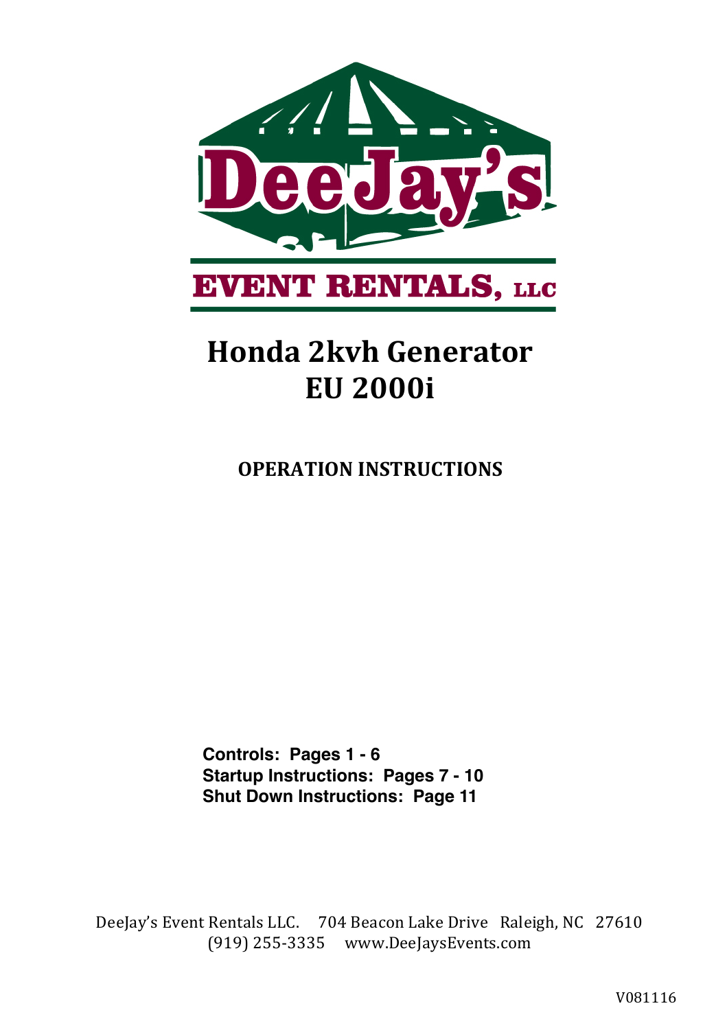DeeJay's

EVENT RENTALS, LLC

# Honda 2kvh Generator
# EU 2000i

## OPERATION INSTRUCTIONS

**Controls: Pages 1 - 6**
**Startup Instructions: Pages 7 - 10**
**Shut Down Instructions: Page 11**

DeeJay's Event Rentals LLC. 704 Beacon Lake Drive Raleigh, NC 27610
(919) 255-3335 www.DeeJaysEvents.com

V081116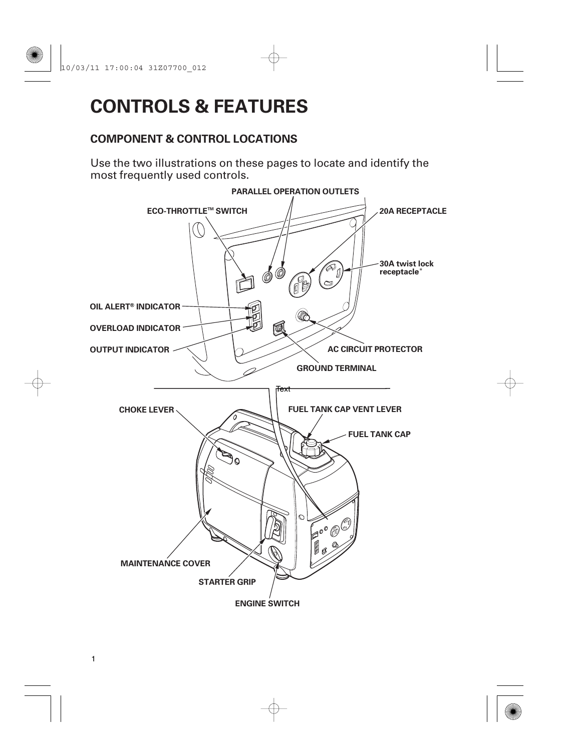# CONTROLS & FEATURES

## COMPONENT & CONTROL LOCATIONS

Use the two illustrations on these pages to locate and identify the most frequently used controls.

PARALLEL OPERATION OUTLETS

ECO-THROTTLE™ SWITCH

20A RECEPTACLE

30A twist lock receptacle*

OIL ALERT® INDICATOR

OVERLOAD INDICATOR

OUTPUT INDICATOR

AC CIRCUIT PROTECTOR

GROUND TERMINAL

CHOKE LEVER

FUEL TANK CAP VENT LEVER

FUEL TANK CAP

MAINTENANCE COVER

STARTER GRIP

ENGINE SWITCH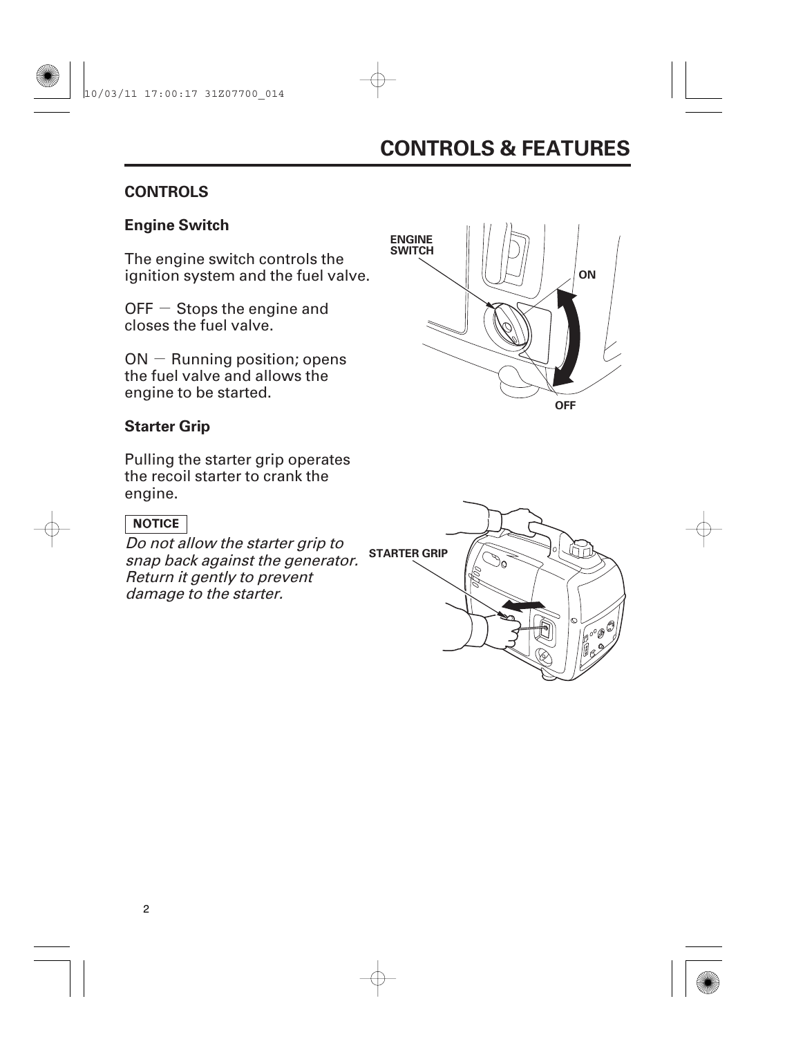# CONTROLS & FEATURES

## CONTROLS

### Engine Switch

The engine switch controls the ignition system and the fuel valve.

OFF — Stops the engine and closes the fuel valve.

ON — Running position; opens the fuel valve and allows the engine to be started.

ENGINE SWITCH

ON

OFF

### Starter Grip

Pulling the starter grip operates the recoil starter to crank the engine.

**NOTICE**

*Do not allow the starter grip to snap back against the generator. Return it gently to prevent damage to the starter.*

STARTER GRIP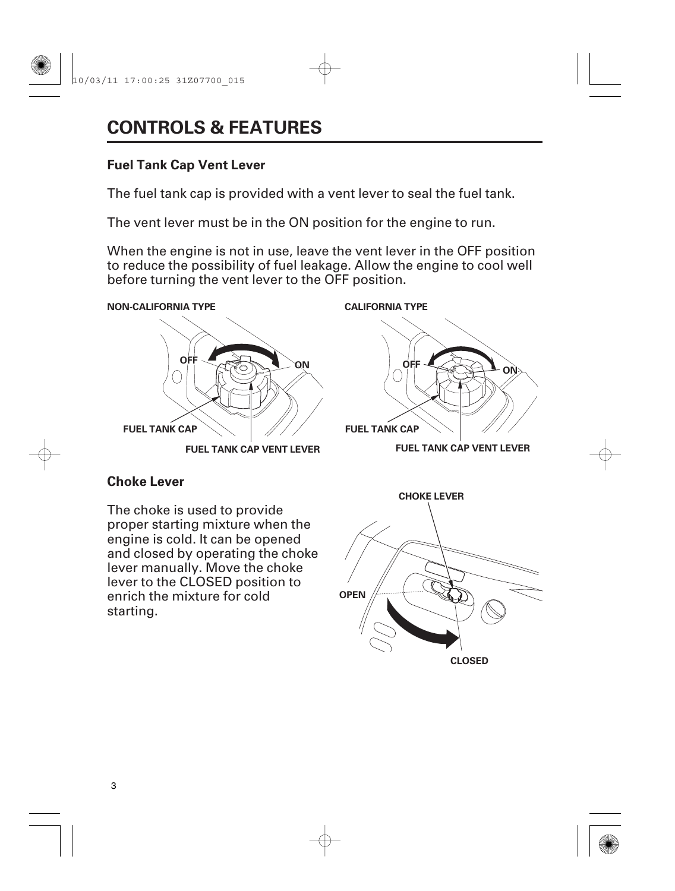# CONTROLS & FEATURES

## Fuel Tank Cap Vent Lever

The fuel tank cap is provided with a vent lever to seal the fuel tank.

The vent lever must be in the ON position for the engine to run.

When the engine is not in use, leave the vent lever in the OFF position to reduce the possibility of fuel leakage. Allow the engine to cool well before turning the vent lever to the OFF position.

NON-CALIFORNIA TYPE

OFF ON

FUEL TANK CAP

FUEL TANK CAP VENT LEVER

CALIFORNIA TYPE

OFF ON

FUEL TANK CAP

FUEL TANK CAP VENT LEVER

## Choke Lever

The choke is used to provide proper starting mixture when the engine is cold. It can be opened and closed by operating the choke lever manually. Move the choke lever to the CLOSED position to enrich the mixture for cold starting.

CHOKE LEVER

OPEN

CLOSED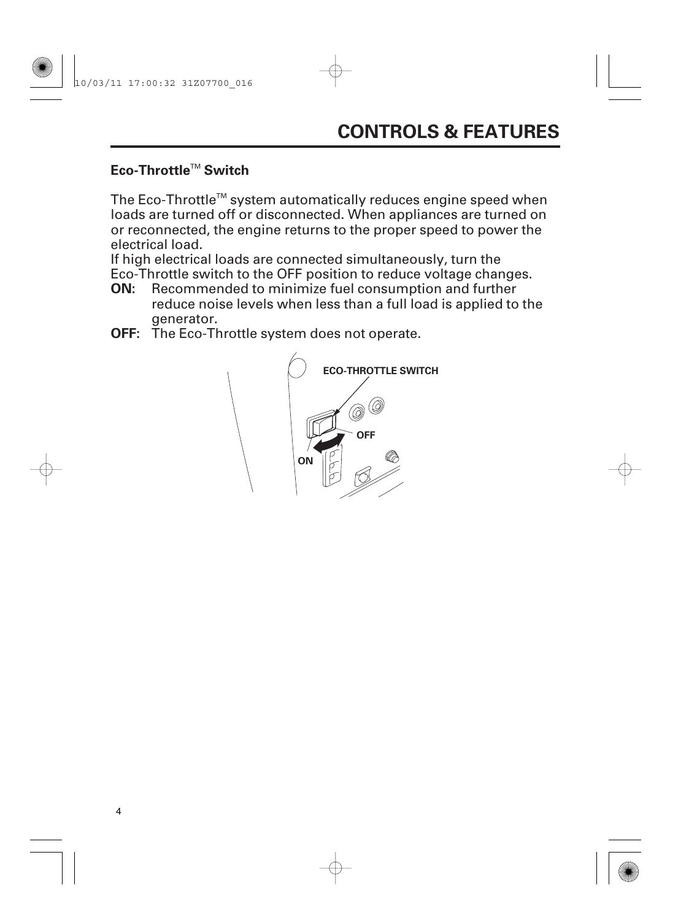# CONTROLS & FEATURES

**Eco-Throttle™ Switch**

The Eco-Throttle™ system automatically reduces engine speed when loads are turned off or disconnected. When appliances are turned on or reconnected, the engine returns to the proper speed to power the electrical load.

If high electrical loads are connected simultaneously, turn the Eco-Throttle switch to the OFF position to reduce voltage changes.

**ON:** Recommended to minimize fuel consumption and further reduce noise levels when less than a full load is applied to the generator.

**OFF:** The Eco-Throttle system does not operate.

ECO-THROTTLE SWITCH

OFF

ON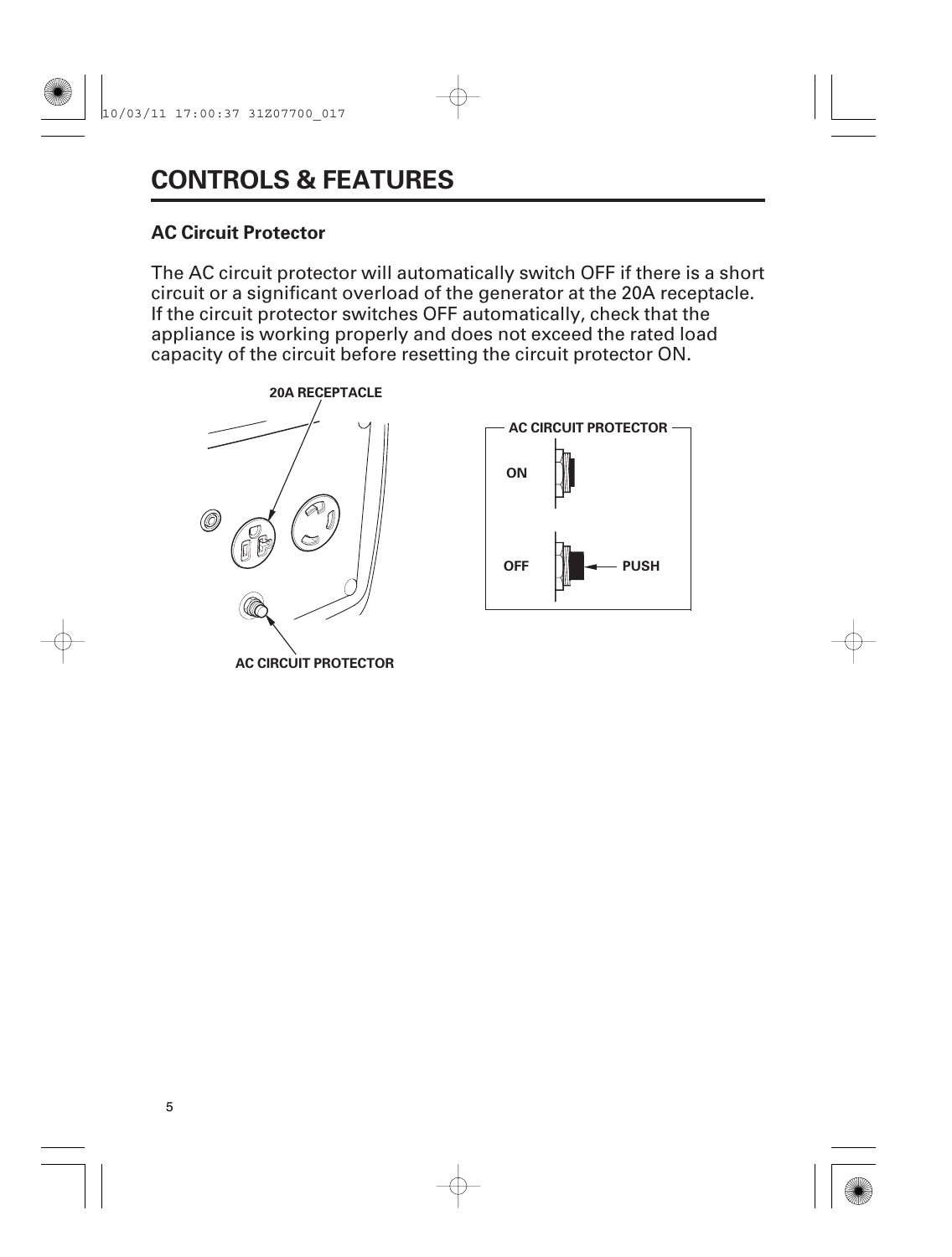# CONTROLS & FEATURES

### AC Circuit Protector

The AC circuit protector will automatically switch OFF if there is a short circuit or a significant overload of the generator at the 20A receptacle. If the circuit protector switches OFF automatically, check that the appliance is working properly and does not exceed the rated load capacity of the circuit before resetting the circuit protector ON.

20A RECEPTACLE

AC CIRCUIT PROTECTOR

AC CIRCUIT PROTECTOR

ON

OFF

PUSH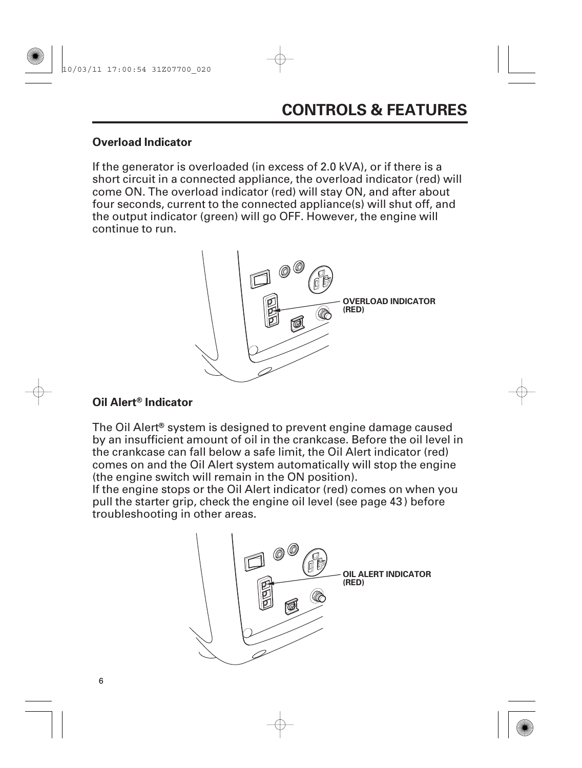## CONTROLS & FEATURES

### Overload Indicator

If the generator is overloaded (in excess of 2.0 kVA), or if there is a short circuit in a connected appliance, the overload indicator (red) will come ON. The overload indicator (red) will stay ON, and after about four seconds, current to the connected appliance(s) will shut off, and the output indicator (green) will go OFF. However, the engine will continue to run.

OVERLOAD INDICATOR (RED)

### Oil Alert® Indicator

The Oil Alert® system is designed to prevent engine damage caused by an insufficient amount of oil in the crankcase. Before the oil level in the crankcase can fall below a safe limit, the Oil Alert indicator (red) comes on and the Oil Alert system automatically will stop the engine (the engine switch will remain in the ON position).
If the engine stops or the Oil Alert indicator (red) comes on when you pull the starter grip, check the engine oil level (see page 43) before troubleshooting in other areas.

OIL ALERT INDICATOR (RED)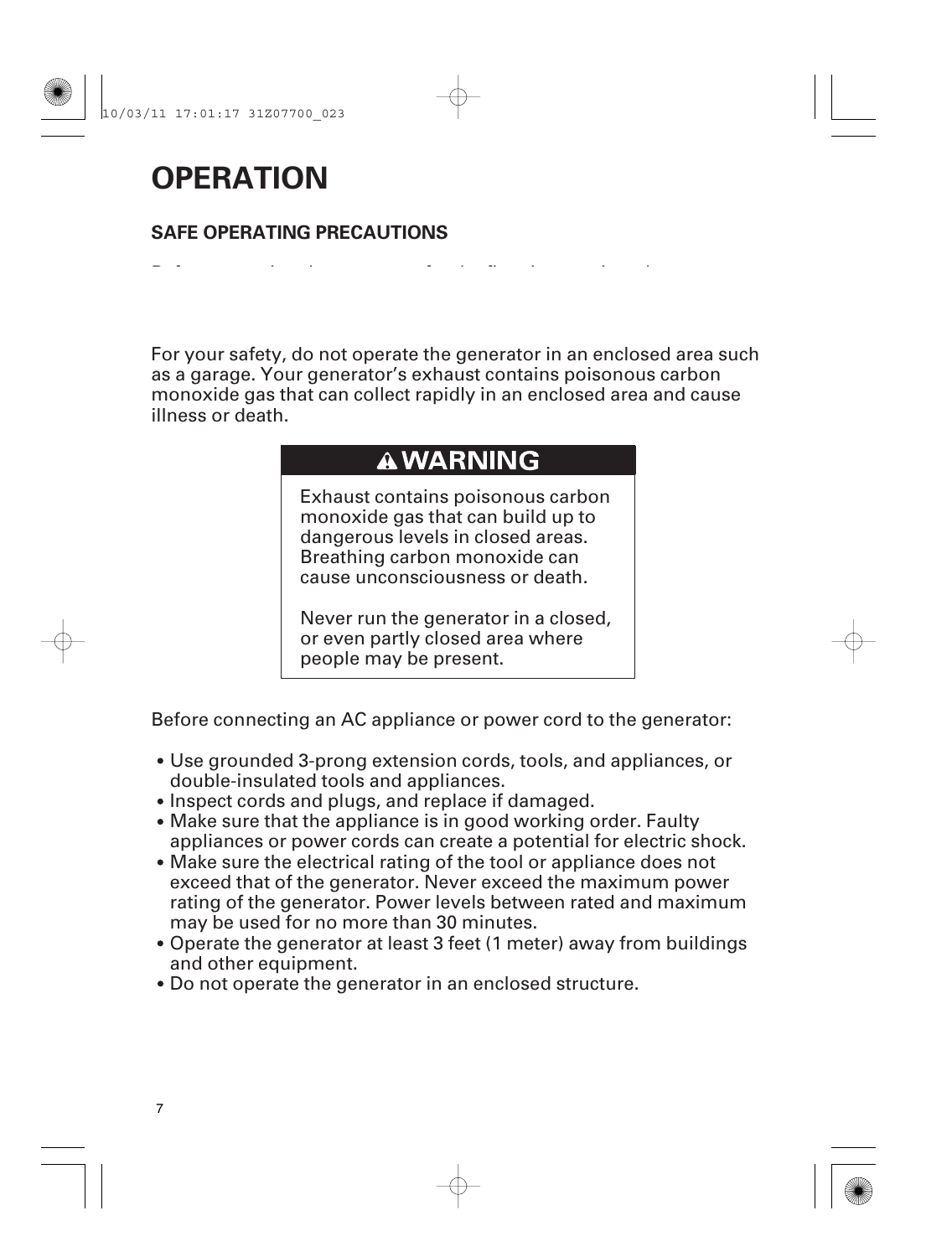# OPERATION

## SAFE OPERATING PRECAUTIONS

For your safety, do not operate the generator in an enclosed area such as a garage. Your generator's exhaust contains poisonous carbon monoxide gas that can collect rapidly in an enclosed area and cause illness or death.

> **⚠ WARNING**
>
> Exhaust contains poisonous carbon monoxide gas that can build up to dangerous levels in closed areas. Breathing carbon monoxide can cause unconsciousness or death.
>
> Never run the generator in a closed, or even partly closed area where people may be present.

Before connecting an AC appliance or power cord to the generator:

- Use grounded 3-prong extension cords, tools, and appliances, or double-insulated tools and appliances.
- Inspect cords and plugs, and replace if damaged.
- Make sure that the appliance is in good working order. Faulty appliances or power cords can create a potential for electric shock.
- Make sure the electrical rating of the tool or appliance does not exceed that of the generator. Never exceed the maximum power rating of the generator. Power levels between rated and maximum may be used for no more than 30 minutes.
- Operate the generator at least 3 feet (1 meter) away from buildings and other equipment.
- Do not operate the generator in an enclosed structure.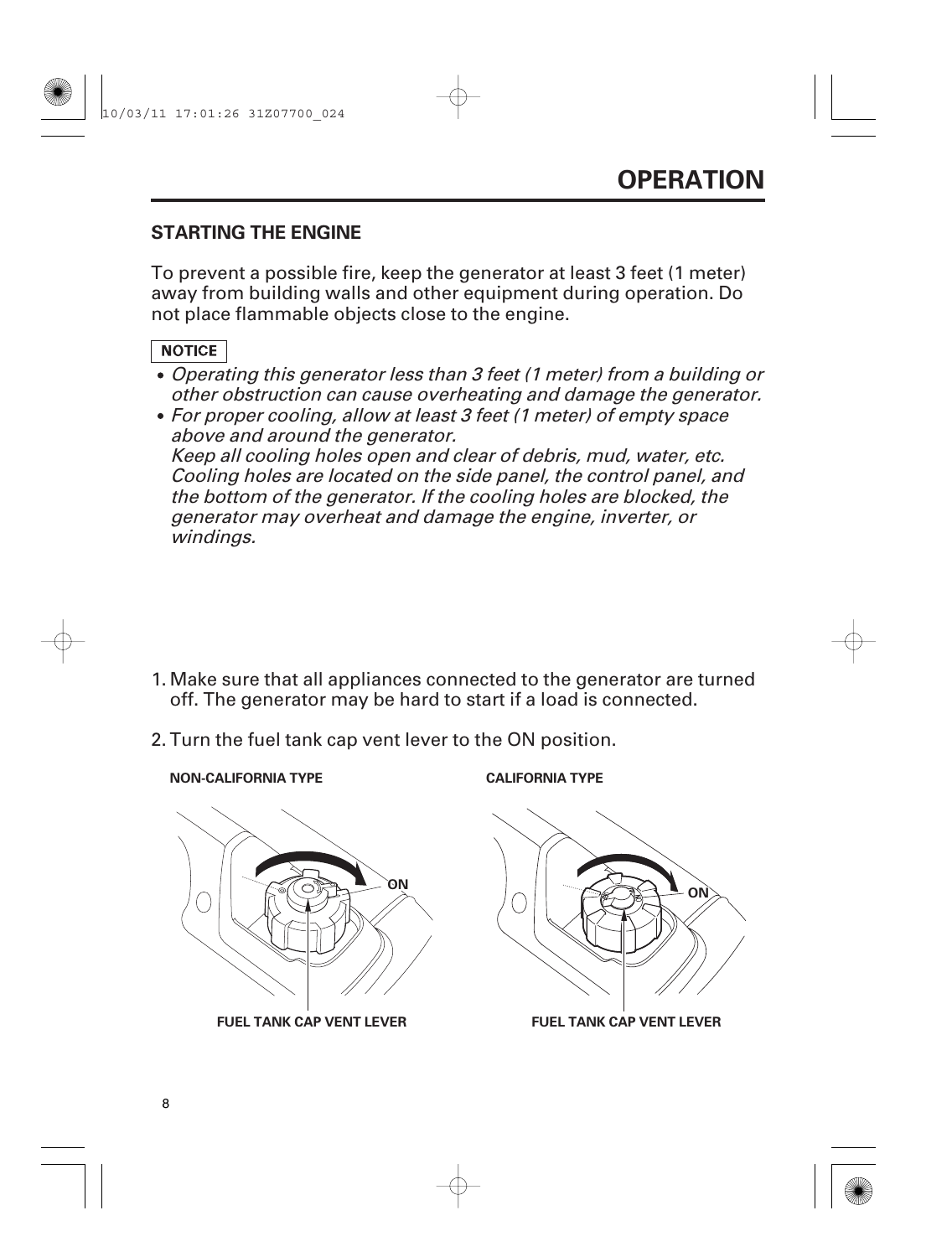# OPERATION

## STARTING THE ENGINE

To prevent a possible fire, keep the generator at least 3 feet (1 meter) away from building walls and other equipment during operation. Do not place flammable objects close to the engine.

**NOTICE**

- *Operating this generator less than 3 feet (1 meter) from a building or other obstruction can cause overheating and damage the generator.*
- *For proper cooling, allow at least 3 feet (1 meter) of empty space above and around the generator.*
  *Keep all cooling holes open and clear of debris, mud, water, etc. Cooling holes are located on the side panel, the control panel, and the bottom of the generator. If the cooling holes are blocked, the generator may overheat and damage the engine, inverter, or windings.*

1. Make sure that all appliances connected to the generator are turned off. The generator may be hard to start if a load is connected.

2. Turn the fuel tank cap vent lever to the ON position.

NON-CALIFORNIA TYPE

ON

FUEL TANK CAP VENT LEVER

CALIFORNIA TYPE

ON

FUEL TANK CAP VENT LEVER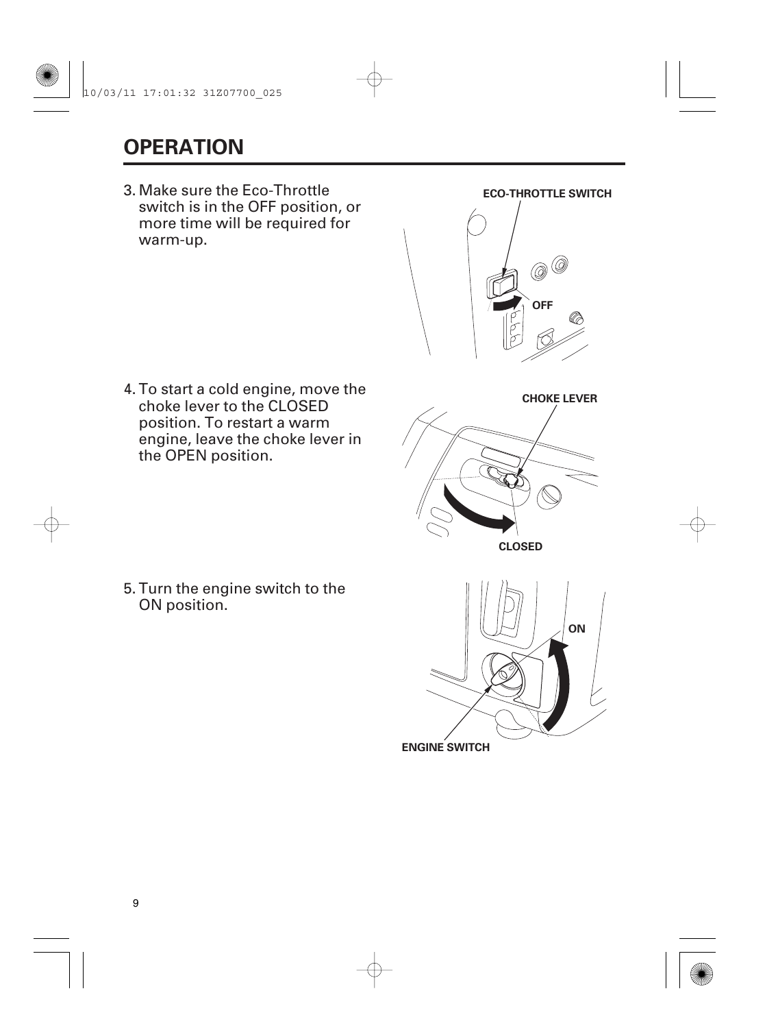# OPERATION

3. Make sure the Eco-Throttle switch is in the OFF position, or more time will be required for warm-up.

ECO-THROTTLE SWITCH

OFF

4. To start a cold engine, move the choke lever to the CLOSED position. To restart a warm engine, leave the choke lever in the OPEN position.

CHOKE LEVER

CLOSED

5. Turn the engine switch to the ON position.

ON

ENGINE SWITCH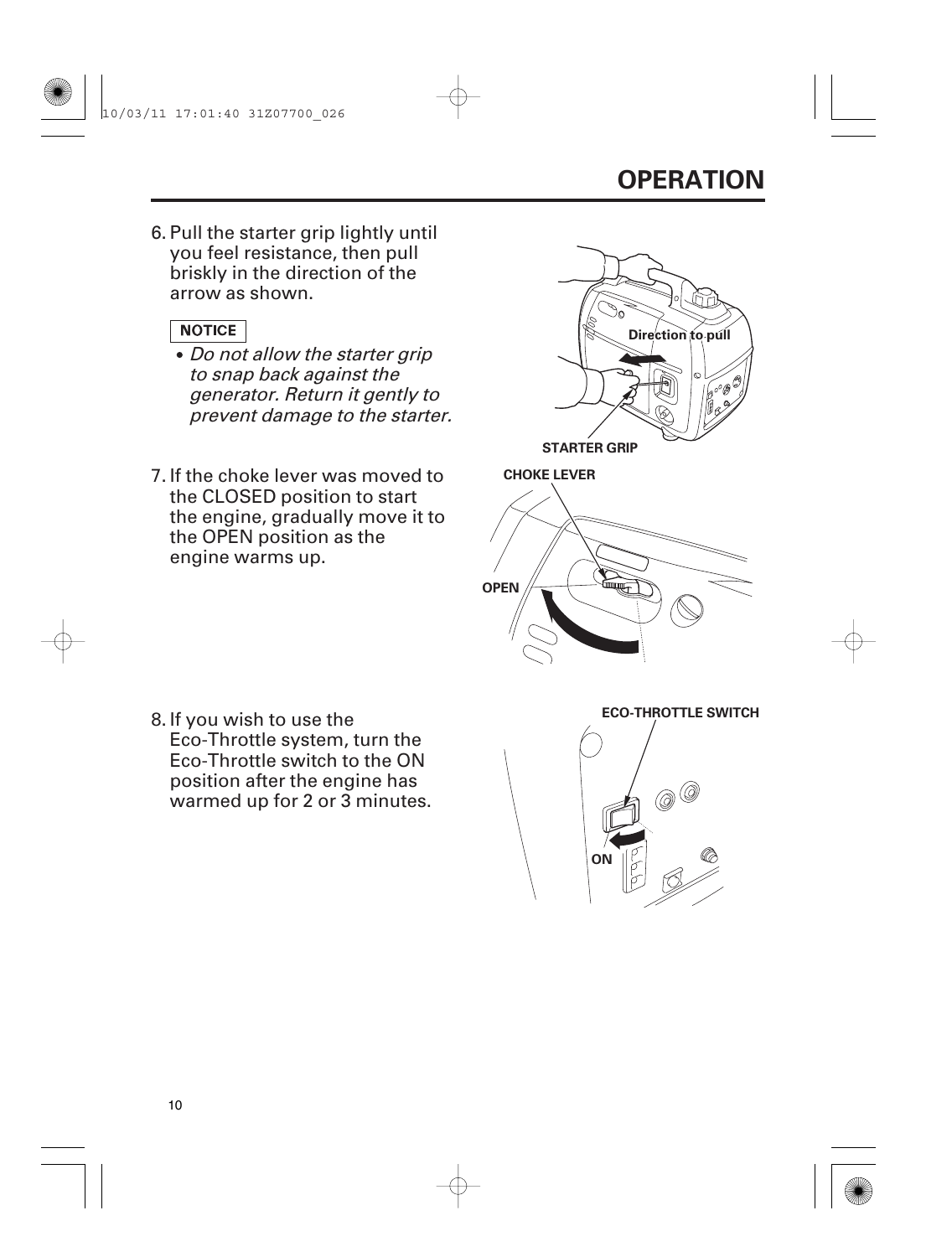# OPERATION

6. Pull the starter grip lightly until you feel resistance, then pull briskly in the direction of the arrow as shown.

**NOTICE**

- *Do not allow the starter grip to snap back against the generator. Return it gently to prevent damage to the starter.*

Direction to pull

STARTER GRIP

7. If the choke lever was moved to the CLOSED position to start the engine, gradually move it to the OPEN position as the engine warms up.

CHOKE LEVER

OPEN

8. If you wish to use the Eco-Throttle system, turn the Eco-Throttle switch to the ON position after the engine has warmed up for 2 or 3 minutes.

ECO-THROTTLE SWITCH

ON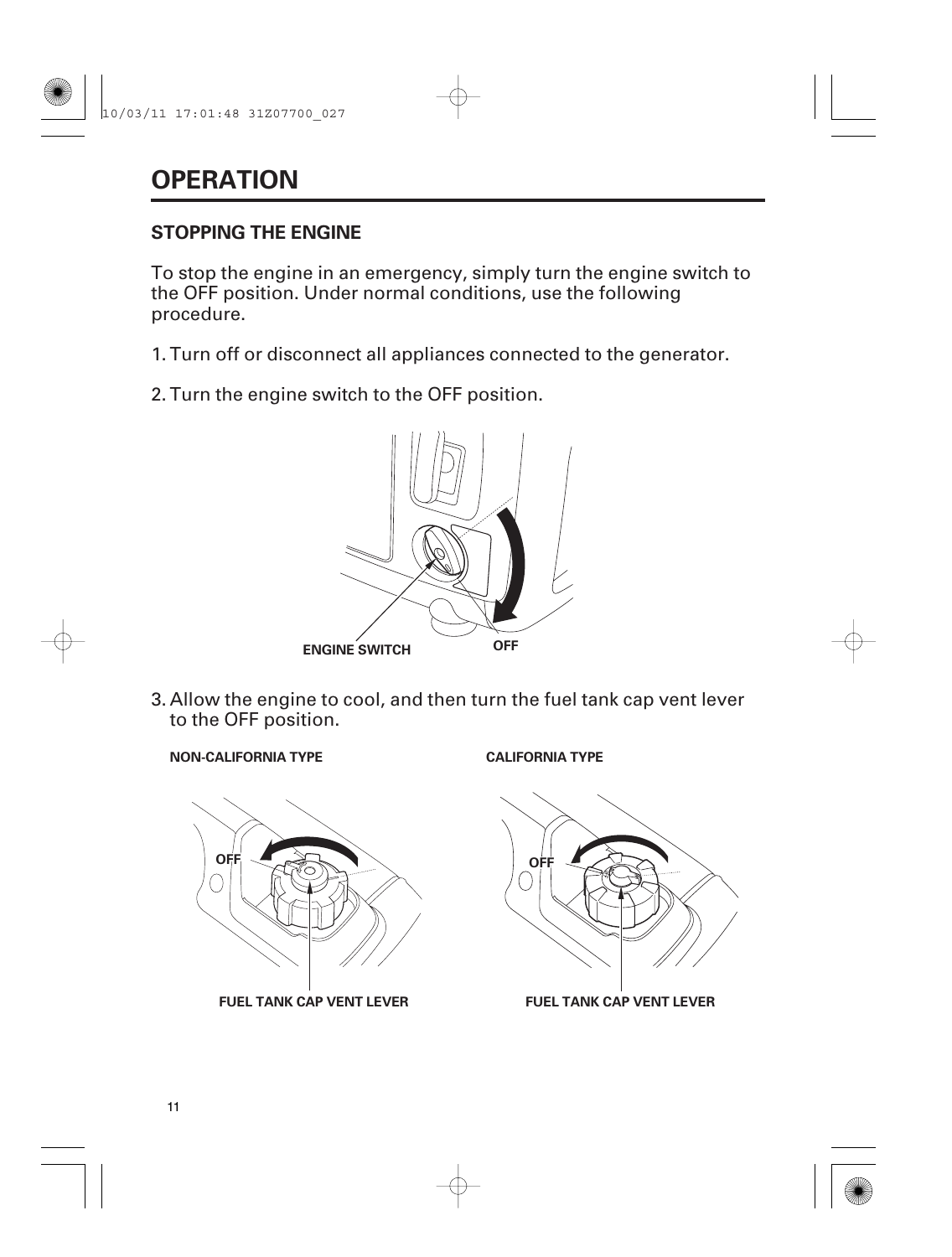# OPERATION

## STOPPING THE ENGINE

To stop the engine in an emergency, simply turn the engine switch to the OFF position. Under normal conditions, use the following procedure.

1. Turn off or disconnect all appliances connected to the generator.

2. Turn the engine switch to the OFF position.

ENGINE SWITCH

OFF

3. Allow the engine to cool, and then turn the fuel tank cap vent lever to the OFF position.

NON-CALIFORNIA TYPE

OFF

FUEL TANK CAP VENT LEVER

CALIFORNIA TYPE

OFF

FUEL TANK CAP VENT LEVER